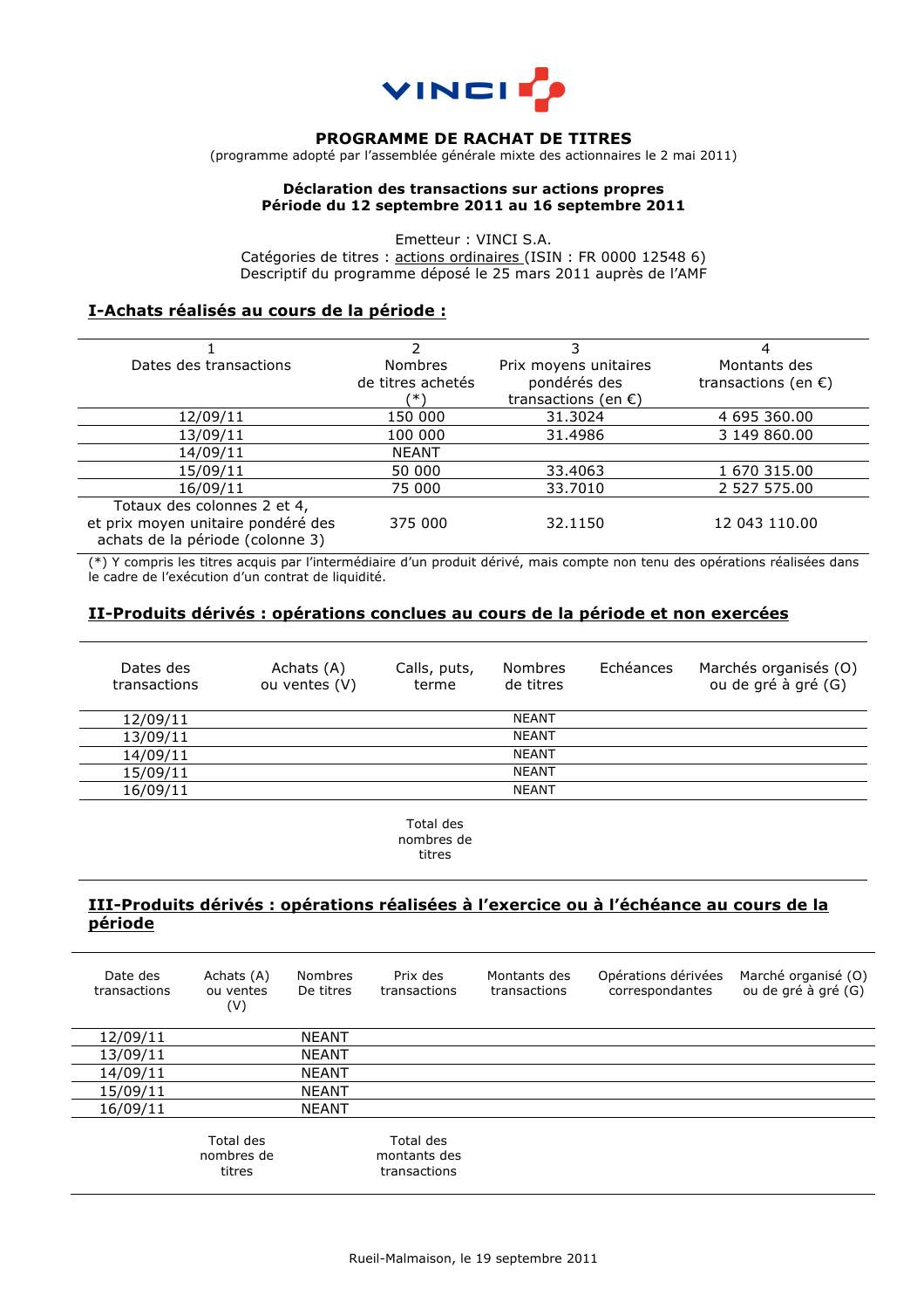VINCI

**PROGRAMME DE RACHAT DE TITRES**

(programme adopté par l'assemblée générale mixte des actionnaires le 2 mai 2011)

**Déclaration des transactions sur actions propres**
**Période du 12 septembre 2011 au 16 septembre 2011**

Emetteur : VINCI S.A.
Catégories de titres : actions ordinaires (ISIN : FR 0000 12548 6)
Descriptif du programme déposé le 25 mars 2011 auprès de l'AMF

## I-Achats réalisés au cours de la période :

| 1<br>Dates des transactions | 2<br>Nombres de titres achetés (*) | 3<br>Prix moyens unitaires pondérés des transactions (en €) | 4<br>Montants des transactions (en €) |
|---|---|---|---|
| 12/09/11 | 150 000 | 31.3024 | 4 695 360.00 |
| 13/09/11 | 100 000 | 31.4986 | 3 149 860.00 |
| 14/09/11 | NEANT | | |
| 15/09/11 | 50 000 | 33.4063 | 1 670 315.00 |
| 16/09/11 | 75 000 | 33.7010 | 2 527 575.00 |
| Totaux des colonnes 2 et 4, et prix moyen unitaire pondéré des achats de la période (colonne 3) | 375 000 | 32.1150 | 12 043 110.00 |

(*) Y compris les titres acquis par l'intermédiaire d'un produit dérivé, mais compte non tenu des opérations réalisées dans le cadre de l'exécution d'un contrat de liquidité.

## II-Produits dérivés : opérations conclues au cours de la période et non exercées

| Dates des transactions | Achats (A) ou ventes (V) | Calls, puts, terme | Nombres de titres | Echéances | Marchés organisés (O) ou de gré à gré (G) |
|---|---|---|---|---|---|
| 12/09/11 | | | NEANT | | |
| 13/09/11 | | | NEANT | | |
| 14/09/11 | | | NEANT | | |
| 15/09/11 | | | NEANT | | |
| 16/09/11 | | | NEANT | | |
| | | Total des nombres de titres | | | |

## III-Produits dérivés : opérations réalisées à l'exercice ou à l'échéance au cours de la période

| Date des transactions | Achats (A) ou ventes (V) | Nombres De titres | Prix des transactions | Montants des transactions | Opérations dérivées correspondantes | Marché organisé (O) ou de gré à gré (G) |
|---|---|---|---|---|---|---|
| 12/09/11 | | NEANT | | | | |
| 13/09/11 | | NEANT | | | | |
| 14/09/11 | | NEANT | | | | |
| 15/09/11 | | NEANT | | | | |
| 16/09/11 | | NEANT | | | | |
| | Total des nombres de titres | | Total des montants des transactions | | | |

Rueil-Malmaison, le 19 septembre 2011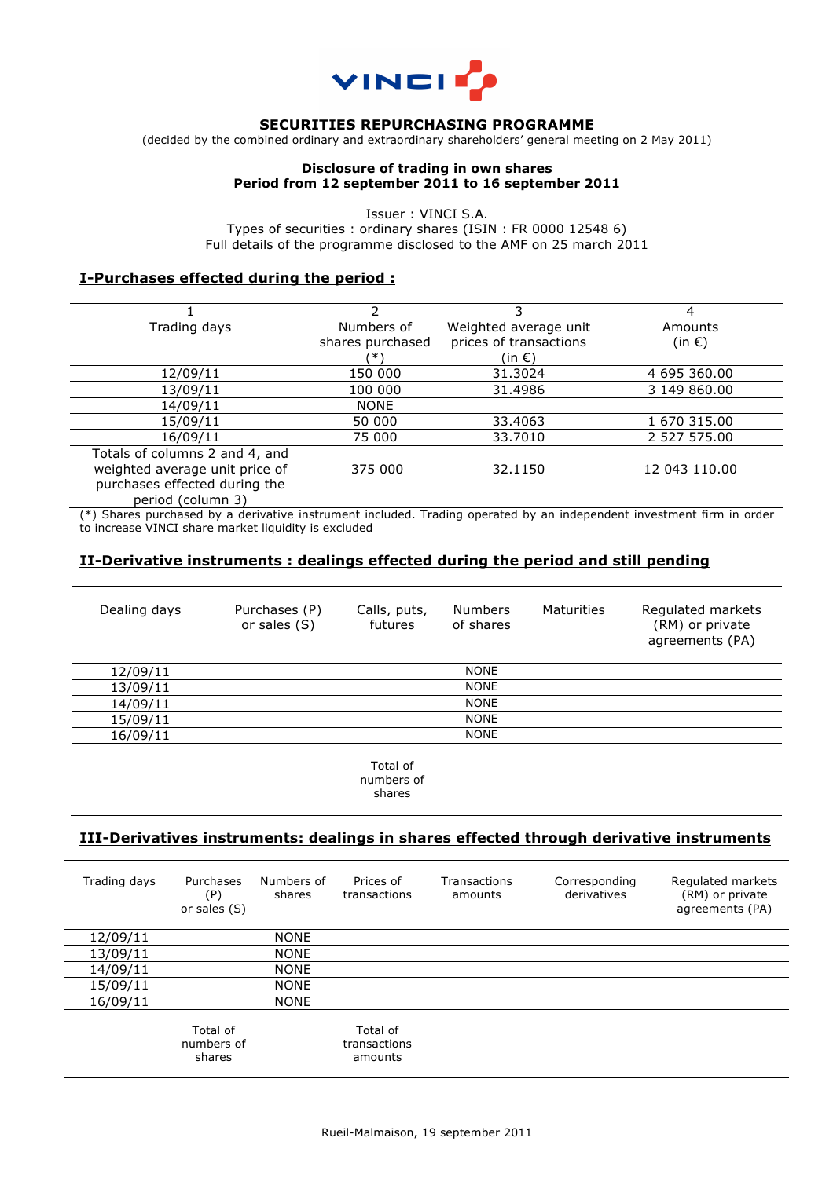VINCI

**SECURITIES REPURCHASING PROGRAMME**

(decided by the combined ordinary and extraordinary shareholders' general meeting on 2 May 2011)

**Disclosure of trading in own shares**
**Period from 12 september 2011 to 16 september 2011**

Issuer : VINCI S.A.
Types of securities : ordinary shares (ISIN : FR 0000 12548 6)
Full details of the programme disclosed to the AMF on 25 march 2011

## I-Purchases effected during the period :

| 1<br>Trading days | 2<br>Numbers of shares purchased (*) | 3<br>Weighted average unit prices of transactions (in €) | 4<br>Amounts (in €) |
|---|---|---|---|
| 12/09/11 | 150 000 | 31.3024 | 4 695 360.00 |
| 13/09/11 | 100 000 | 31.4986 | 3 149 860.00 |
| 14/09/11 | NONE | | |
| 15/09/11 | 50 000 | 33.4063 | 1 670 315.00 |
| 16/09/11 | 75 000 | 33.7010 | 2 527 575.00 |
| Totals of columns 2 and 4, and weighted average unit price of purchases effected during the period (column 3) | 375 000 | 32.1150 | 12 043 110.00 |

(*) Shares purchased by a derivative instrument included. Trading operated by an independent investment firm in order to increase VINCI share market liquidity is excluded

## II-Derivative instruments : dealings effected during the period and still pending

| Dealing days | Purchases (P) or sales (S) | Calls, puts, futures | Numbers of shares | Maturities | Regulated markets (RM) or private agreements (PA) |
|---|---|---|---|---|---|
| 12/09/11 | | | NONE | | |
| 13/09/11 | | | NONE | | |
| 14/09/11 | | | NONE | | |
| 15/09/11 | | | NONE | | |
| 16/09/11 | | | NONE | | |
| | | Total of numbers of shares | | | |

## III-Derivatives instruments: dealings in shares effected through derivative instruments

| Trading days | Purchases (P) or sales (S) | Numbers of shares | Prices of transactions | Transactions amounts | Corresponding derivatives | Regulated markets (RM) or private agreements (PA) |
|---|---|---|---|---|---|---|
| 12/09/11 | | NONE | | | | |
| 13/09/11 | | NONE | | | | |
| 14/09/11 | | NONE | | | | |
| 15/09/11 | | NONE | | | | |
| 16/09/11 | | NONE | | | | |
| | Total of numbers of shares | | Total of transactions amounts | | | |

Rueil-Malmaison, 19 september 2011